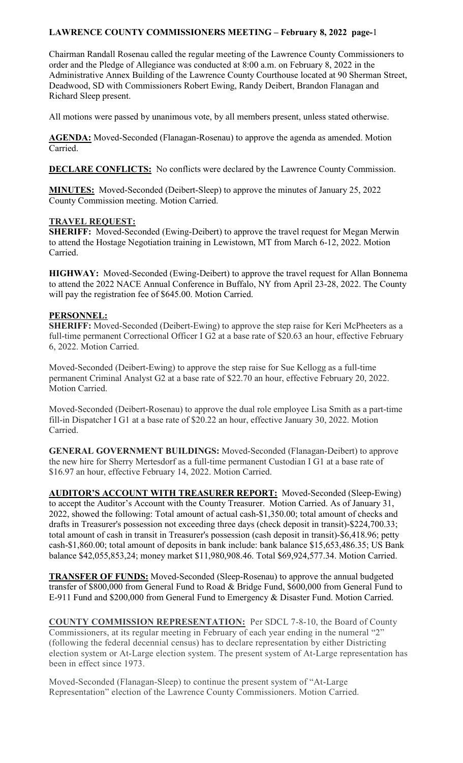# LAWRENCE COUNTY COMMISSIONERS MEETING – February 8, 2022

Chairman Randall Rosenau called the regular meeting of the Lawrence County Commissioners to order and the Pledge of Allegiance was conducted at 8:00 a.m. on February 8, 2022 in the Administrative Annex Building of the Lawrence County Courthouse located at 90 Sherman Street, Deadwood, SD with Commissioners Robert Ewing, Randy Deibert, Brandon Flanagan and Richard Sleep present.

All motions were passed by unanimous vote, by all members present, unless stated otherwise.

**AGENDA:** Moved-Seconded (Flanagan-Rosenau) to approve the agenda as amended. Motion Carried.

**DECLARE CONFLICTS:** No conflicts were declared by the Lawrence County Commission.

**MINUTES:** Moved-Seconded (Deibert-Sleep) to approve the minutes of January 25, 2022 County Commission meeting. Motion Carried.

**TRAVEL REQUEST:**

**SHERIFF:** Moved-Seconded (Ewing-Deibert) to approve the travel request for Megan Merwin to attend the Hostage Negotiation training in Lewistown, MT from March 6-12, 2022. Motion Carried.

**HIGHWAY:** Moved-Seconded (Ewing-Deibert) to approve the travel request for Allan Bonnema to attend the 2022 NACE Annual Conference in Buffalo, NY from April 23-28, 2022. The County will pay the registration fee of $645.00. Motion Carried.

**PERSONNEL:**

**SHERIFF:** Moved-Seconded (Deibert-Ewing) to approve the step raise for Keri McPheeters as a full-time permanent Correctional Officer I G2 at a base rate of $20.63 an hour, effective February 6, 2022. Motion Carried.

Moved-Seconded (Deibert-Ewing) to approve the step raise for Sue Kellogg as a full-time permanent Criminal Analyst G2 at a base rate of $22.70 an hour, effective February 20, 2022. Motion Carried.

Moved-Seconded (Deibert-Rosenau) to approve the dual role employee Lisa Smith as a part-time fill-in Dispatcher I G1 at a base rate of $20.22 an hour, effective January 30, 2022. Motion Carried.

**GENERAL GOVERNMENT BUILDINGS:** Moved-Seconded (Flanagan-Deibert) to approve the new hire for Sherry Mertesdorf as a full-time permanent Custodian I G1 at a base rate of $16.97 an hour, effective February 14, 2022. Motion Carried.

**AUDITOR'S ACCOUNT WITH TREASURER REPORT:** Moved-Seconded (Sleep-Ewing) to accept the Auditor's Account with the County Treasurer. Motion Carried. As of January 31, 2022, showed the following: Total amount of actual cash-$1,350.00; total amount of checks and drafts in Treasurer's possession not exceeding three days (check deposit in transit)-$224,700.33; total amount of cash in transit in Treasurer's possession (cash deposit in transit)-$6,418.96; petty cash-$1,860.00; total amount of deposits in bank include: bank balance $15,653,486.35; US Bank balance $42,055,853,24; money market $11,980,908.46. Total $69,924,577.34. Motion Carried.

**TRANSFER OF FUNDS:** Moved-Seconded (Sleep-Rosenau) to approve the annual budgeted transfer of $800,000 from General Fund to Road & Bridge Fund, $600,000 from General Fund to E-911 Fund and $200,000 from General Fund to Emergency & Disaster Fund. Motion Carried.

**COUNTY COMMISSION REPRESENTATION:** Per SDCL 7-8-10, the Board of County Commissioners, at its regular meeting in February of each year ending in the numeral "2" (following the federal decennial census) has to declare representation by either Districting election system or At-Large election system. The present system of At-Large representation has been in effect since 1973.

Moved-Seconded (Flanagan-Sleep) to continue the present system of "At-Large Representation" election of the Lawrence County Commissioners. Motion Carried.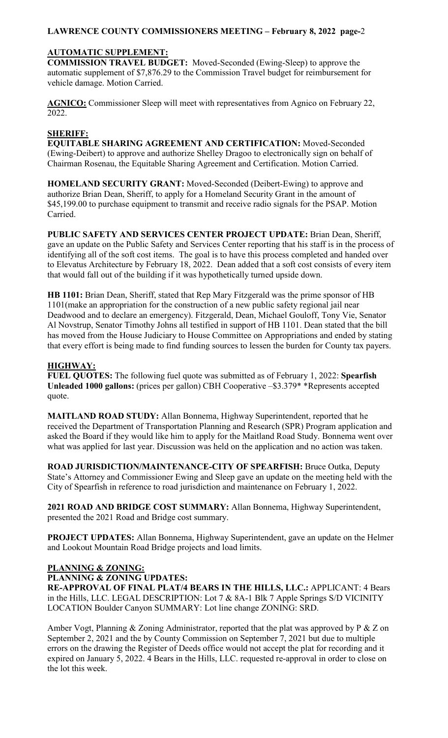## AUTOMATIC SUPPLEMENT:

**COMMISSION TRAVEL BUDGET:** Moved-Seconded (Ewing-Sleep) to approve the automatic supplement of $7,876.29 to the Commission Travel budget for reimbursement for vehicle damage. Motion Carried.

**AGNICO:** Commissioner Sleep will meet with representatives from Agnico on February 22, 2022.

## SHERIFF:

**EQUITABLE SHARING AGREEMENT AND CERTIFICATION:** Moved-Seconded (Ewing-Deibert) to approve and authorize Shelley Dragoo to electronically sign on behalf of Chairman Rosenau, the Equitable Sharing Agreement and Certification. Motion Carried.

**HOMELAND SECURITY GRANT:** Moved-Seconded (Deibert-Ewing) to approve and authorize Brian Dean, Sheriff, to apply for a Homeland Security Grant in the amount of $45,199.00 to purchase equipment to transmit and receive radio signals for the PSAP. Motion Carried.

**PUBLIC SAFETY AND SERVICES CENTER PROJECT UPDATE:** Brian Dean, Sheriff, gave an update on the Public Safety and Services Center reporting that his staff is in the process of identifying all of the soft cost items. The goal is to have this process completed and handed over to Elevatus Architecture by February 18, 2022. Dean added that a soft cost consists of every item that would fall out of the building if it was hypothetically turned upside down.

**HB 1101:** Brian Dean, Sheriff, stated that Rep Mary Fitzgerald was the prime sponsor of HB 1101(make an appropriation for the construction of a new public safety regional jail near Deadwood and to declare an emergency). Fitzgerald, Dean, Michael Gouloff, Tony Vie, Senator Al Novstrup, Senator Timothy Johns all testified in support of HB 1101. Dean stated that the bill has moved from the House Judiciary to House Committee on Appropriations and ended by stating that every effort is being made to find funding sources to lessen the burden for County tax payers.

## HIGHWAY:

**FUEL QUOTES:** The following fuel quote was submitted as of February 1, 2022: **Spearfish Unleaded 1000 gallons:** (prices per gallon) CBH Cooperative –$3.379* *Represents accepted quote.

**MAITLAND ROAD STUDY:** Allan Bonnema, Highway Superintendent, reported that he received the Department of Transportation Planning and Research (SPR) Program application and asked the Board if they would like him to apply for the Maitland Road Study. Bonnema went over what was applied for last year. Discussion was held on the application and no action was taken.

**ROAD JURISDICTION/MAINTENANCE-CITY OF SPEARFISH:** Bruce Outka, Deputy State's Attorney and Commissioner Ewing and Sleep gave an update on the meeting held with the City of Spearfish in reference to road jurisdiction and maintenance on February 1, 2022.

**2021 ROAD AND BRIDGE COST SUMMARY:** Allan Bonnema, Highway Superintendent, presented the 2021 Road and Bridge cost summary.

**PROJECT UPDATES:** Allan Bonnema, Highway Superintendent, gave an update on the Helmer and Lookout Mountain Road Bridge projects and load limits.

## PLANNING & ZONING:

**PLANNING & ZONING UPDATES:**

**RE-APPROVAL OF FINAL PLAT/4 BEARS IN THE HILLS, LLC.:** APPLICANT: 4 Bears in the Hills, LLC. LEGAL DESCRIPTION: Lot 7 & 8A-1 Blk 7 Apple Springs S/D VICINITY LOCATION Boulder Canyon SUMMARY: Lot line change ZONING: SRD.

Amber Vogt, Planning & Zoning Administrator, reported that the plat was approved by P & Z on September 2, 2021 and the by County Commission on September 7, 2021 but due to multiple errors on the drawing the Register of Deeds office would not accept the plat for recording and it expired on January 5, 2022. 4 Bears in the Hills, LLC. requested re-approval in order to close on the lot this week.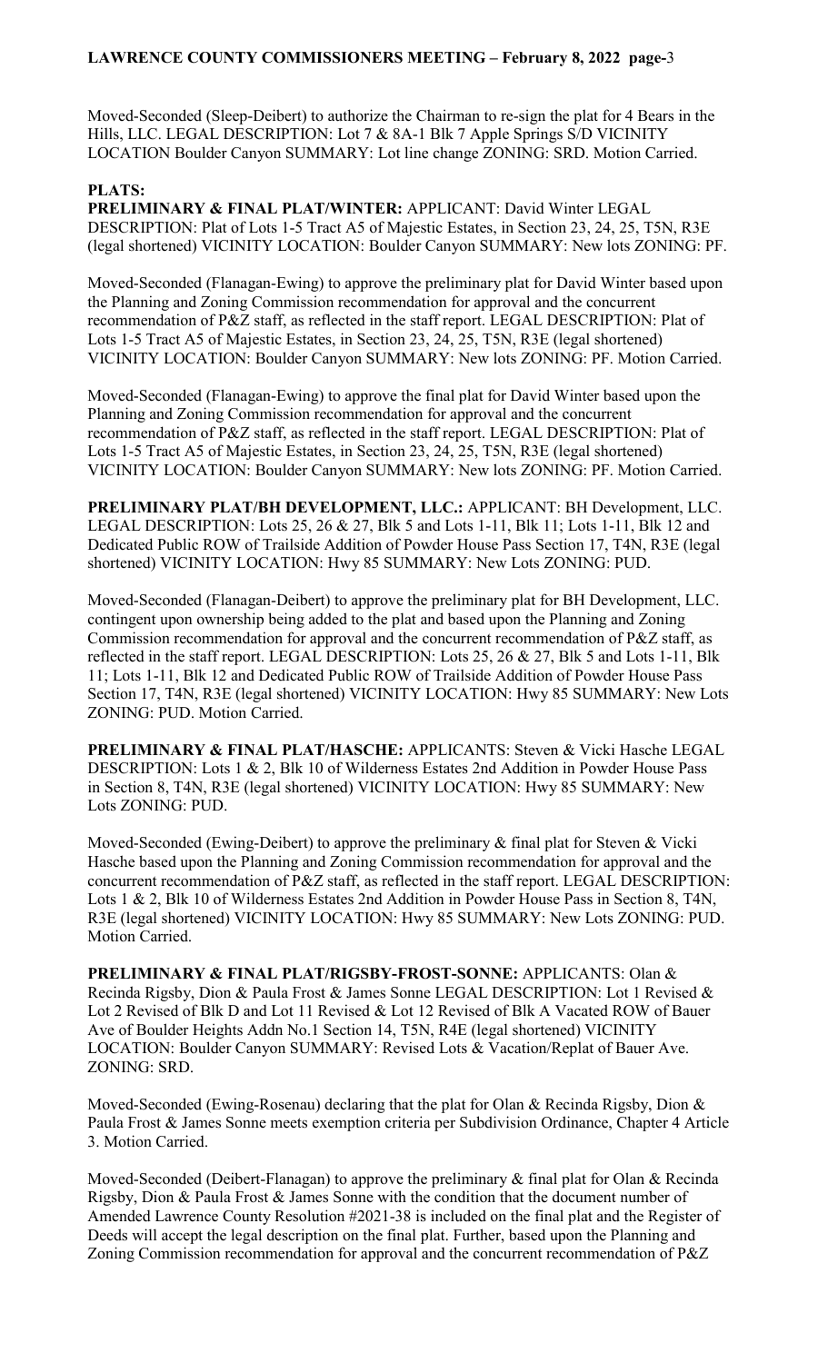Moved-Seconded (Sleep-Deibert) to authorize the Chairman to re-sign the plat for 4 Bears in the Hills, LLC. LEGAL DESCRIPTION: Lot 7 & 8A-1 Blk 7 Apple Springs S/D VICINITY LOCATION Boulder Canyon SUMMARY: Lot line change ZONING: SRD. Motion Carried.

**PLATS:**

**PRELIMINARY & FINAL PLAT/WINTER:** APPLICANT: David Winter LEGAL DESCRIPTION: Plat of Lots 1-5 Tract A5 of Majestic Estates, in Section 23, 24, 25, T5N, R3E (legal shortened) VICINITY LOCATION: Boulder Canyon SUMMARY: New lots ZONING: PF.

Moved-Seconded (Flanagan-Ewing) to approve the preliminary plat for David Winter based upon the Planning and Zoning Commission recommendation for approval and the concurrent recommendation of P&Z staff, as reflected in the staff report. LEGAL DESCRIPTION: Plat of Lots 1-5 Tract A5 of Majestic Estates, in Section 23, 24, 25, T5N, R3E (legal shortened) VICINITY LOCATION: Boulder Canyon SUMMARY: New lots ZONING: PF. Motion Carried.

Moved-Seconded (Flanagan-Ewing) to approve the final plat for David Winter based upon the Planning and Zoning Commission recommendation for approval and the concurrent recommendation of P&Z staff, as reflected in the staff report. LEGAL DESCRIPTION: Plat of Lots 1-5 Tract A5 of Majestic Estates, in Section 23, 24, 25, T5N, R3E (legal shortened) VICINITY LOCATION: Boulder Canyon SUMMARY: New lots ZONING: PF. Motion Carried.

**PRELIMINARY PLAT/BH DEVELOPMENT, LLC.:** APPLICANT: BH Development, LLC. LEGAL DESCRIPTION: Lots 25, 26 & 27, Blk 5 and Lots 1-11, Blk 11; Lots 1-11, Blk 12 and Dedicated Public ROW of Trailside Addition of Powder House Pass Section 17, T4N, R3E (legal shortened) VICINITY LOCATION: Hwy 85 SUMMARY: New Lots ZONING: PUD.

Moved-Seconded (Flanagan-Deibert) to approve the preliminary plat for BH Development, LLC. contingent upon ownership being added to the plat and based upon the Planning and Zoning Commission recommendation for approval and the concurrent recommendation of P&Z staff, as reflected in the staff report. LEGAL DESCRIPTION: Lots 25, 26 & 27, Blk 5 and Lots 1-11, Blk 11; Lots 1-11, Blk 12 and Dedicated Public ROW of Trailside Addition of Powder House Pass Section 17, T4N, R3E (legal shortened) VICINITY LOCATION: Hwy 85 SUMMARY: New Lots ZONING: PUD. Motion Carried.

**PRELIMINARY & FINAL PLAT/HASCHE:** APPLICANTS: Steven & Vicki Hasche LEGAL DESCRIPTION: Lots 1 & 2, Blk 10 of Wilderness Estates 2nd Addition in Powder House Pass in Section 8, T4N, R3E (legal shortened) VICINITY LOCATION: Hwy 85 SUMMARY: New Lots ZONING: PUD.

Moved-Seconded (Ewing-Deibert) to approve the preliminary & final plat for Steven & Vicki Hasche based upon the Planning and Zoning Commission recommendation for approval and the concurrent recommendation of P&Z staff, as reflected in the staff report. LEGAL DESCRIPTION: Lots 1 & 2, Blk 10 of Wilderness Estates 2nd Addition in Powder House Pass in Section 8, T4N, R3E (legal shortened) VICINITY LOCATION: Hwy 85 SUMMARY: New Lots ZONING: PUD. Motion Carried.

**PRELIMINARY & FINAL PLAT/RIGSBY-FROST-SONNE:** APPLICANTS: Olan & Recinda Rigsby, Dion & Paula Frost & James Sonne LEGAL DESCRIPTION: Lot 1 Revised & Lot 2 Revised of Blk D and Lot 11 Revised & Lot 12 Revised of Blk A Vacated ROW of Bauer Ave of Boulder Heights Addn No.1 Section 14, T5N, R4E (legal shortened) VICINITY LOCATION: Boulder Canyon SUMMARY: Revised Lots & Vacation/Replat of Bauer Ave. ZONING: SRD.

Moved-Seconded (Ewing-Rosenau) declaring that the plat for Olan & Recinda Rigsby, Dion & Paula Frost & James Sonne meets exemption criteria per Subdivision Ordinance, Chapter 4 Article 3. Motion Carried.

Moved-Seconded (Deibert-Flanagan) to approve the preliminary & final plat for Olan & Recinda Rigsby, Dion & Paula Frost & James Sonne with the condition that the document number of Amended Lawrence County Resolution #2021-38 is included on the final plat and the Register of Deeds will accept the legal description on the final plat. Further, based upon the Planning and Zoning Commission recommendation for approval and the concurrent recommendation of P&Z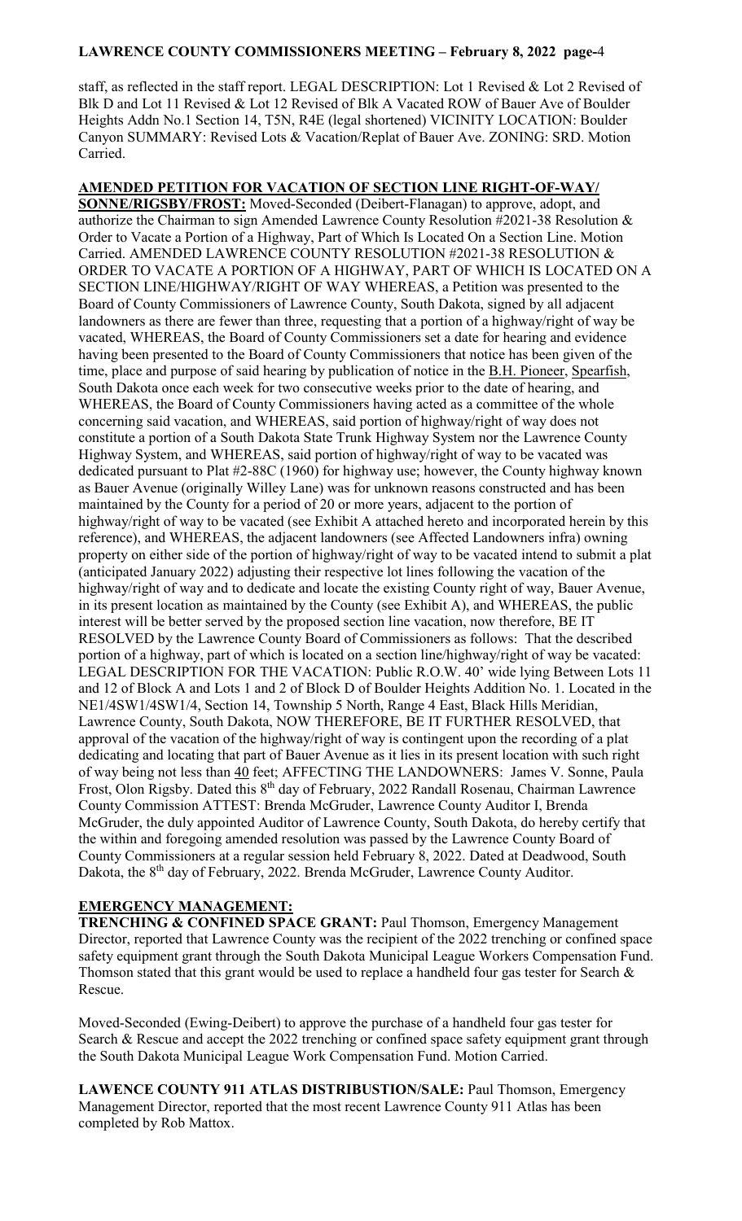staff, as reflected in the staff report. LEGAL DESCRIPTION: Lot 1 Revised & Lot 2 Revised of Blk D and Lot 11 Revised & Lot 12 Revised of Blk A Vacated ROW of Bauer Ave of Boulder Heights Addn No.1 Section 14, T5N, R4E (legal shortened) VICINITY LOCATION: Boulder Canyon SUMMARY: Revised Lots & Vacation/Replat of Bauer Ave. ZONING: SRD. Motion Carried.

**AMENDED PETITION FOR VACATION OF SECTION LINE RIGHT-OF-WAY/ SONNE/RIGSBY/FROST:** Moved-Seconded (Deibert-Flanagan) to approve, adopt, and authorize the Chairman to sign Amended Lawrence County Resolution #2021-38 Resolution & Order to Vacate a Portion of a Highway, Part of Which Is Located On a Section Line. Motion Carried. AMENDED LAWRENCE COUNTY RESOLUTION #2021-38 RESOLUTION & ORDER TO VACATE A PORTION OF A HIGHWAY, PART OF WHICH IS LOCATED ON A SECTION LINE/HIGHWAY/RIGHT OF WAY WHEREAS, a Petition was presented to the Board of County Commissioners of Lawrence County, South Dakota, signed by all adjacent landowners as there are fewer than three, requesting that a portion of a highway/right of way be vacated, WHEREAS, the Board of County Commissioners set a date for hearing and evidence having been presented to the Board of County Commissioners that notice has been given of the time, place and purpose of said hearing by publication of notice in the B.H. Pioneer, Spearfish, South Dakota once each week for two consecutive weeks prior to the date of hearing, and WHEREAS, the Board of County Commissioners having acted as a committee of the whole concerning said vacation, and WHEREAS, said portion of highway/right of way does not constitute a portion of a South Dakota State Trunk Highway System nor the Lawrence County Highway System, and WHEREAS, said portion of highway/right of way to be vacated was dedicated pursuant to Plat #2-88C (1960) for highway use; however, the County highway known as Bauer Avenue (originally Willey Lane) was for unknown reasons constructed and has been maintained by the County for a period of 20 or more years, adjacent to the portion of highway/right of way to be vacated (see Exhibit A attached hereto and incorporated herein by this reference), and WHEREAS, the adjacent landowners (see Affected Landowners infra) owning property on either side of the portion of highway/right of way to be vacated intend to submit a plat (anticipated January 2022) adjusting their respective lot lines following the vacation of the highway/right of way and to dedicate and locate the existing County right of way, Bauer Avenue, in its present location as maintained by the County (see Exhibit A), and WHEREAS, the public interest will be better served by the proposed section line vacation, now therefore, BE IT RESOLVED by the Lawrence County Board of Commissioners as follows: That the described portion of a highway, part of which is located on a section line/highway/right of way be vacated: LEGAL DESCRIPTION FOR THE VACATION: Public R.O.W. 40' wide lying Between Lots 11 and 12 of Block A and Lots 1 and 2 of Block D of Boulder Heights Addition No. 1. Located in the NE1/4SW1/4SW1/4, Section 14, Township 5 North, Range 4 East, Black Hills Meridian, Lawrence County, South Dakota, NOW THEREFORE, BE IT FURTHER RESOLVED, that approval of the vacation of the highway/right of way is contingent upon the recording of a plat dedicating and locating that part of Bauer Avenue as it lies in its present location with such right of way being not less than 40 feet; AFFECTING THE LANDOWNERS: James V. Sonne, Paula Frost, Olon Rigsby. Dated this 8th day of February, 2022 Randall Rosenau, Chairman Lawrence County Commission ATTEST: Brenda McGruder, Lawrence County Auditor I, Brenda McGruder, the duly appointed Auditor of Lawrence County, South Dakota, do hereby certify that the within and foregoing amended resolution was passed by the Lawrence County Board of County Commissioners at a regular session held February 8, 2022. Dated at Deadwood, South Dakota, the 8th day of February, 2022. Brenda McGruder, Lawrence County Auditor.

**EMERGENCY MANAGEMENT:**

**TRENCHING & CONFINED SPACE GRANT:** Paul Thomson, Emergency Management Director, reported that Lawrence County was the recipient of the 2022 trenching or confined space safety equipment grant through the South Dakota Municipal League Workers Compensation Fund. Thomson stated that this grant would be used to replace a handheld four gas tester for Search & Rescue.

Moved-Seconded (Ewing-Deibert) to approve the purchase of a handheld four gas tester for Search & Rescue and accept the 2022 trenching or confined space safety equipment grant through the South Dakota Municipal League Work Compensation Fund. Motion Carried.

**LAWENCE COUNTY 911 ATLAS DISTRIBUSTION/SALE:** Paul Thomson, Emergency Management Director, reported that the most recent Lawrence County 911 Atlas has been completed by Rob Mattox.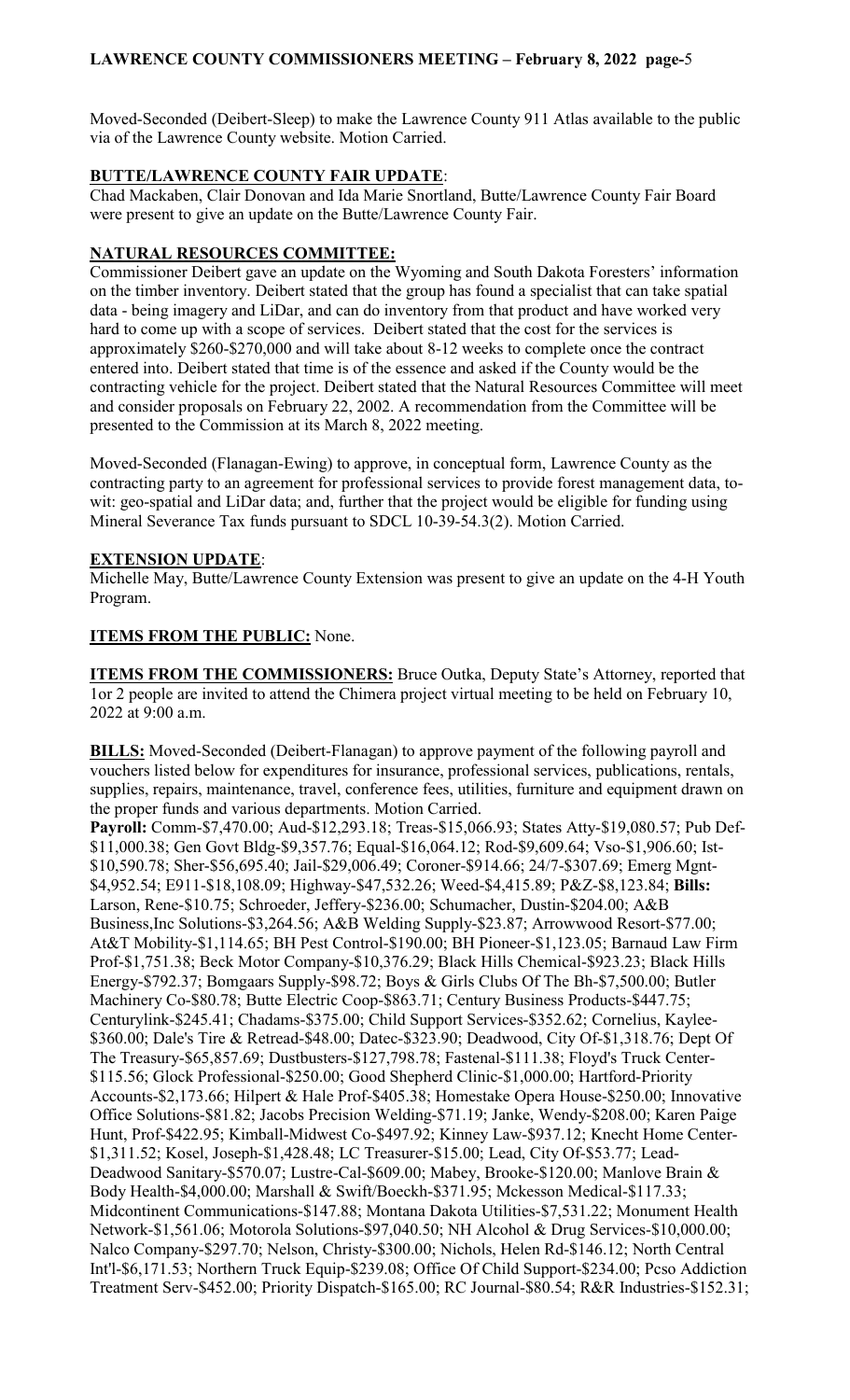Moved-Seconded (Deibert-Sleep) to make the Lawrence County 911 Atlas available to the public via of the Lawrence County website. Motion Carried.

**BUTTE/LAWRENCE COUNTY FAIR UPDATE**:

Chad Mackaben, Clair Donovan and Ida Marie Snortland, Butte/Lawrence County Fair Board were present to give an update on the Butte/Lawrence County Fair.

**NATURAL RESOURCES COMMITTEE:**

Commissioner Deibert gave an update on the Wyoming and South Dakota Foresters' information on the timber inventory. Deibert stated that the group has found a specialist that can take spatial data - being imagery and LiDar, and can do inventory from that product and have worked very hard to come up with a scope of services. Deibert stated that the cost for the services is approximately $260-$270,000 and will take about 8-12 weeks to complete once the contract entered into. Deibert stated that time is of the essence and asked if the County would be the contracting vehicle for the project. Deibert stated that the Natural Resources Committee will meet and consider proposals on February 22, 2002. A recommendation from the Committee will be presented to the Commission at its March 8, 2022 meeting.

Moved-Seconded (Flanagan-Ewing) to approve, in conceptual form, Lawrence County as the contracting party to an agreement for professional services to provide forest management data, to-wit: geo-spatial and LiDar data; and, further that the project would be eligible for funding using Mineral Severance Tax funds pursuant to SDCL 10-39-54.3(2). Motion Carried.

**EXTENSION UPDATE**:

Michelle May, Butte/Lawrence County Extension was present to give an update on the 4-H Youth Program.

**ITEMS FROM THE PUBLIC:** None.

**ITEMS FROM THE COMMISSIONERS:** Bruce Outka, Deputy State's Attorney, reported that 1or 2 people are invited to attend the Chimera project virtual meeting to be held on February 10, 2022 at 9:00 a.m.

**BILLS:** Moved-Seconded (Deibert-Flanagan) to approve payment of the following payroll and vouchers listed below for expenditures for insurance, professional services, publications, rentals, supplies, repairs, maintenance, travel, conference fees, utilities, furniture and equipment drawn on the proper funds and various departments. Motion Carried.

**Payroll:** Comm-$7,470.00; Aud-$12,293.18; Treas-$15,066.93; States Atty-$19,080.57; Pub Def-$11,000.38; Gen Govt Bldg-$9,357.76; Equal-$16,064.12; Rod-$9,609.64; Vso-$1,906.60; Ist-$10,590.78; Sher-$56,695.40; Jail-$29,006.49; Coroner-$914.66; 24/7-$307.69; Emerg Mgnt-$4,952.54; E911-$18,108.09; Highway-$47,532.26; Weed-$4,415.89; P&Z-$8,123.84; **Bills:** Larson, Rene-$10.75; Schroeder, Jeffery-$236.00; Schumacher, Dustin-$204.00; A&B Business,Inc Solutions-$3,264.56; A&B Welding Supply-$23.87; Arrowwood Resort-$77.00; At&T Mobility-$1,114.65; BH Pest Control-$190.00; BH Pioneer-$1,123.05; Barnaud Law Firm Prof-$1,751.38; Beck Motor Company-$10,376.29; Black Hills Chemical-$923.23; Black Hills Energy-$792.37; Bomgaars Supply-$98.72; Boys & Girls Clubs Of The Bh-$7,500.00; Butler Machinery Co-$80.78; Butte Electric Coop-$863.71; Century Business Products-$447.75; Centurylink-$245.41; Chadams-$375.00; Child Support Services-$352.62; Cornelius, Kaylee-$360.00; Dale's Tire & Retread-$48.00; Datec-$323.90; Deadwood, City Of-$1,318.76; Dept Of The Treasury-$65,857.69; Dustbusters-$127,798.78; Fastenal-$111.38; Floyd's Truck Center-$115.56; Glock Professional-$250.00; Good Shepherd Clinic-$1,000.00; Hartford-Priority Accounts-$2,173.66; Hilpert & Hale Prof-$405.38; Homestake Opera House-$250.00; Innovative Office Solutions-$81.82; Jacobs Precision Welding-$71.19; Janke, Wendy-$208.00; Karen Paige Hunt, Prof-$422.95; Kimball-Midwest Co-$497.92; Kinney Law-$937.12; Knecht Home Center-$1,311.52; Kosel, Joseph-$1,428.48; LC Treasurer-$15.00; Lead, City Of-$53.77; Lead-Deadwood Sanitary-$570.07; Lustre-Cal-$609.00; Mabey, Brooke-$120.00; Manlove Brain & Body Health-$4,000.00; Marshall & Swift/Boeckh-$371.95; Mckesson Medical-$117.33; Midcontinent Communications-$147.88; Montana Dakota Utilities-$7,531.22; Monument Health Network-$1,561.06; Motorola Solutions-$97,040.50; NH Alcohol & Drug Services-$10,000.00; Nalco Company-$297.70; Nelson, Christy-$300.00; Nichols, Helen Rd-$146.12; North Central Int'l-$6,171.53; Northern Truck Equip-$239.08; Office Of Child Support-$234.00; Pcso Addiction Treatment Serv-$452.00; Priority Dispatch-$165.00; RC Journal-$80.54; R&R Industries-$152.31;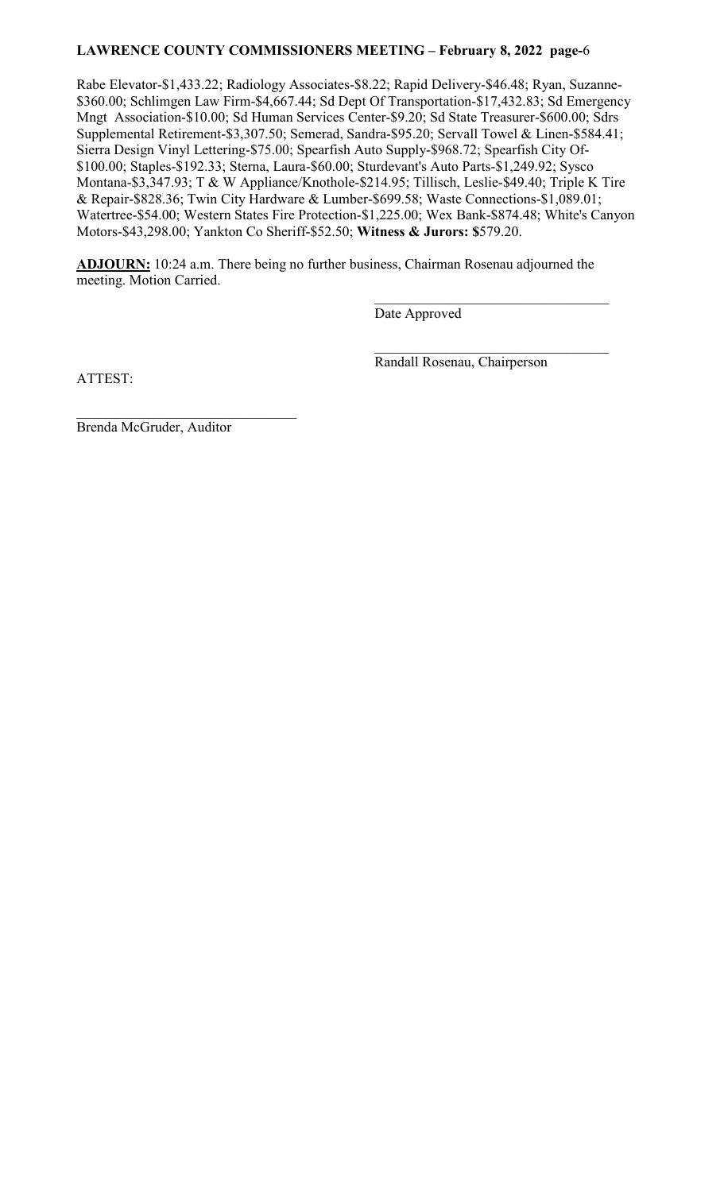Rabe Elevator-$1,433.22; Radiology Associates-$8.22; Rapid Delivery-$46.48; Ryan, Suzanne-$360.00; Schlimgen Law Firm-$4,667.44; Sd Dept Of Transportation-$17,432.83; Sd Emergency Mngt Association-$10.00; Sd Human Services Center-$9.20; Sd State Treasurer-$600.00; Sdrs Supplemental Retirement-$3,307.50; Semerad, Sandra-$95.20; Servall Towel & Linen-$584.41; Sierra Design Vinyl Lettering-$75.00; Spearfish Auto Supply-$968.72; Spearfish City Of-$100.00; Staples-$192.33; Sterna, Laura-$60.00; Sturdevant's Auto Parts-$1,249.92; Sysco Montana-$3,347.93; T & W Appliance/Knothole-$214.95; Tillisch, Leslie-$49.40; Triple K Tire & Repair-$828.36; Twin City Hardware & Lumber-$699.58; Waste Connections-$1,089.01; Watertree-$54.00; Western States Fire Protection-$1,225.00; Wex Bank-$874.48; White's Canyon Motors-$43,298.00; Yankton Co Sheriff-$52.50; **Witness & Jurors: $**579.20.

**ADJOURN:** 10:24 a.m. There being no further business, Chairman Rosenau adjourned the meeting. Motion Carried.

\_\_\_\_\_\_\_\_\_\_\_\_\_\_\_\_\_\_\_\_\_\_\_\_\_\_\_\_\_\_\_\_

Date Approved

\_\_\_\_\_\_\_\_\_\_\_\_\_\_\_\_\_\_\_\_\_\_\_\_\_\_\_\_\_\_\_\_

Randall Rosenau, Chairperson

ATTEST:

\_\_\_\_\_\_\_\_\_\_\_\_\_\_\_\_\_\_\_\_\_\_\_\_\_\_\_\_\_\_\_\_

Brenda McGruder, Auditor